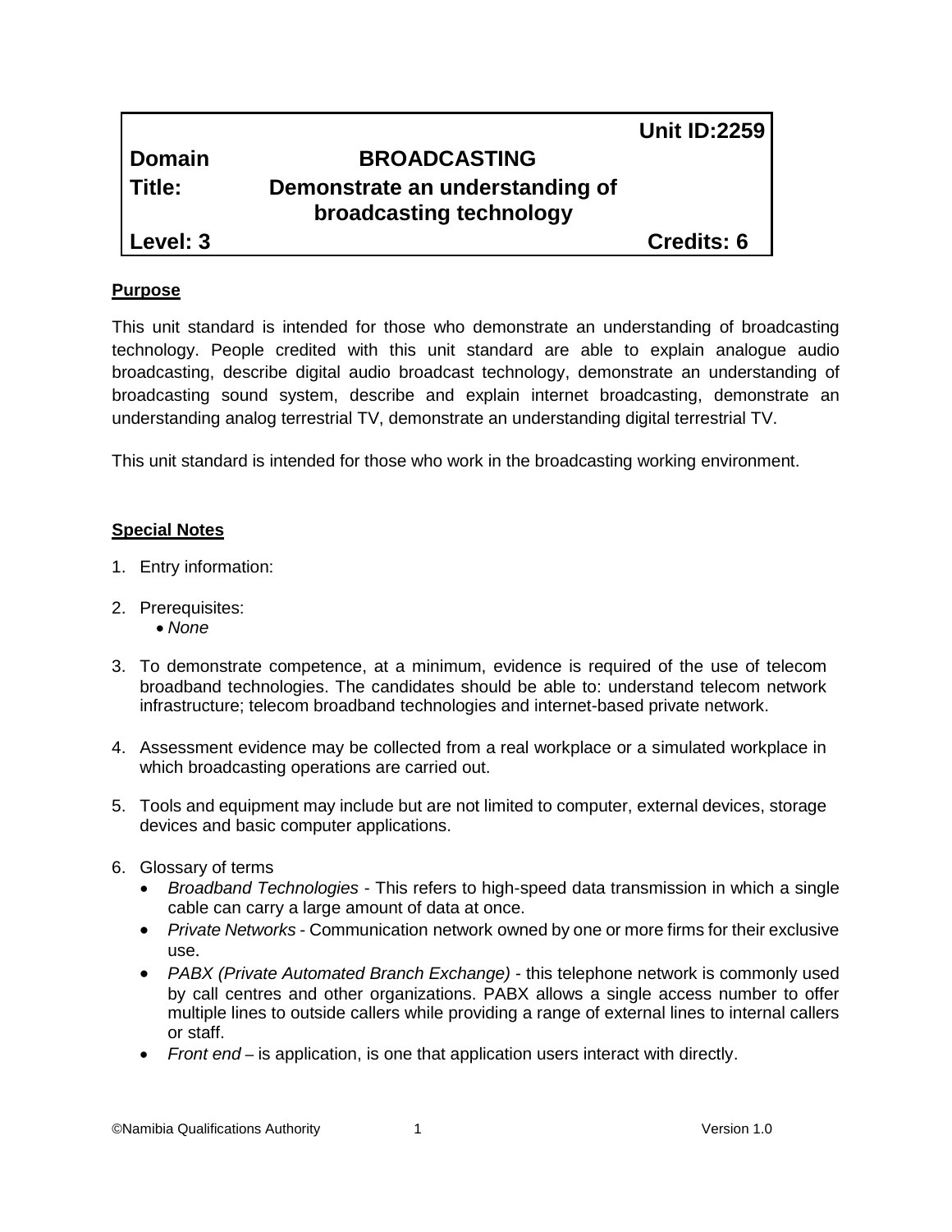| | | Unit ID:2259 |
|---|---|---|
| **Domain** | **BROADCASTING** | |
| **Title:** | **Demonstrate an understanding of broadcasting technology** | |
| **Level: 3** | | **Credits: 6** |

**Purpose**

This unit standard is intended for those who demonstrate an understanding of broadcasting technology. People credited with this unit standard are able to explain analogue audio broadcasting, describe digital audio broadcast technology, demonstrate an understanding of broadcasting sound system, describe and explain internet broadcasting, demonstrate an understanding analog terrestrial TV, demonstrate an understanding digital terrestrial TV.

This unit standard is intended for those who work in the broadcasting working environment.

**Special Notes**

1. Entry information:

2. Prerequisites:
   - *None*

3. To demonstrate competence, at a minimum, evidence is required of the use of telecom broadband technologies. The candidates should be able to: understand telecom network infrastructure; telecom broadband technologies and internet-based private network.

4. Assessment evidence may be collected from a real workplace or a simulated workplace in which broadcasting operations are carried out.

5. Tools and equipment may include but are not limited to computer, external devices, storage devices and basic computer applications.

6. Glossary of terms
   - *Broadband Technologies* - This refers to high-speed data transmission in which a single cable can carry a large amount of data at once.
   - *Private Networks* - Communication network owned by one or more firms for their exclusive use.
   - *PABX (Private Automated Branch Exchange)* - this telephone network is commonly used by call centres and other organizations. PABX allows a single access number to offer multiple lines to outside callers while providing a range of external lines to internal callers or staff.
   - *Front end* – is application, is one that application users interact with directly.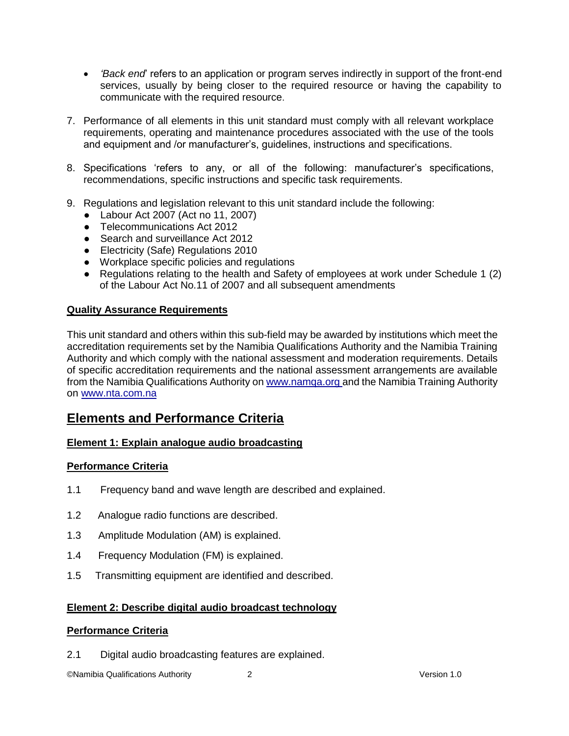- *'Back end*' refers to an application or program serves indirectly in support of the front-end services, usually by being closer to the required resource or having the capability to communicate with the required resource.

7. Performance of all elements in this unit standard must comply with all relevant workplace requirements, operating and maintenance procedures associated with the use of the tools and equipment and /or manufacturer's, guidelines, instructions and specifications.

8. Specifications 'refers to any, or all of the following: manufacturer's specifications, recommendations, specific instructions and specific task requirements.

9. Regulations and legislation relevant to this unit standard include the following:
   - Labour Act 2007 (Act no 11, 2007)
   - Telecommunications Act 2012
   - Search and surveillance Act 2012
   - Electricity (Safe) Regulations 2010
   - Workplace specific policies and regulations
   - Regulations relating to the health and Safety of employees at work under Schedule 1 (2) of the Labour Act No.11 of 2007 and all subsequent amendments

**Quality Assurance Requirements**

This unit standard and others within this sub-field may be awarded by institutions which meet the accreditation requirements set by the Namibia Qualifications Authority and the Namibia Training Authority and which comply with the national assessment and moderation requirements. Details of specific accreditation requirements and the national assessment arrangements are available from the Namibia Qualifications Authority on www.namqa.org and the Namibia Training Authority on www.nta.com.na

## Elements and Performance Criteria

**Element 1: Explain analogue audio broadcasting**

**Performance Criteria**

1.1 Frequency band and wave length are described and explained.

1.2 Analogue radio functions are described.

1.3 Amplitude Modulation (AM) is explained.

1.4 Frequency Modulation (FM) is explained.

1.5 Transmitting equipment are identified and described.

**Element 2: Describe digital audio broadcast technology**

**Performance Criteria**

2.1 Digital audio broadcasting features are explained.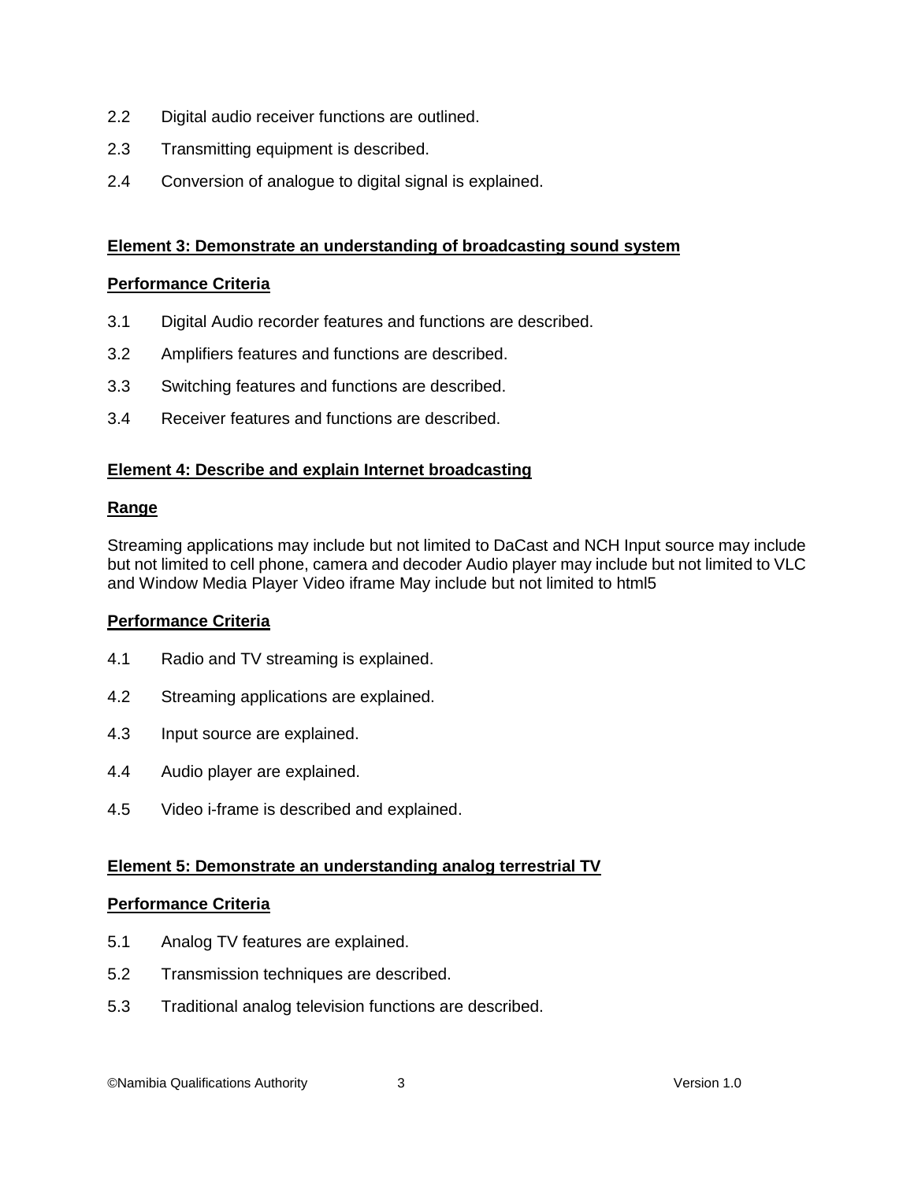2.2 Digital audio receiver functions are outlined.

2.3 Transmitting equipment is described.

2.4 Conversion of analogue to digital signal is explained.

**Element 3: Demonstrate an understanding of broadcasting sound system**

**Performance Criteria**

3.1 Digital Audio recorder features and functions are described.

3.2 Amplifiers features and functions are described.

3.3 Switching features and functions are described.

3.4 Receiver features and functions are described.

**Element 4: Describe and explain Internet broadcasting**

**Range**

Streaming applications may include but not limited to DaCast and NCH Input source may include but not limited to cell phone, camera and decoder Audio player may include but not limited to VLC and Window Media Player Video iframe May include but not limited to html5

**Performance Criteria**

4.1 Radio and TV streaming is explained.

4.2 Streaming applications are explained.

4.3 Input source are explained.

4.4 Audio player are explained.

4.5 Video i-frame is described and explained.

**Element 5: Demonstrate an understanding analog terrestrial TV**

**Performance Criteria**

5.1 Analog TV features are explained.

5.2 Transmission techniques are described.

5.3 Traditional analog television functions are described.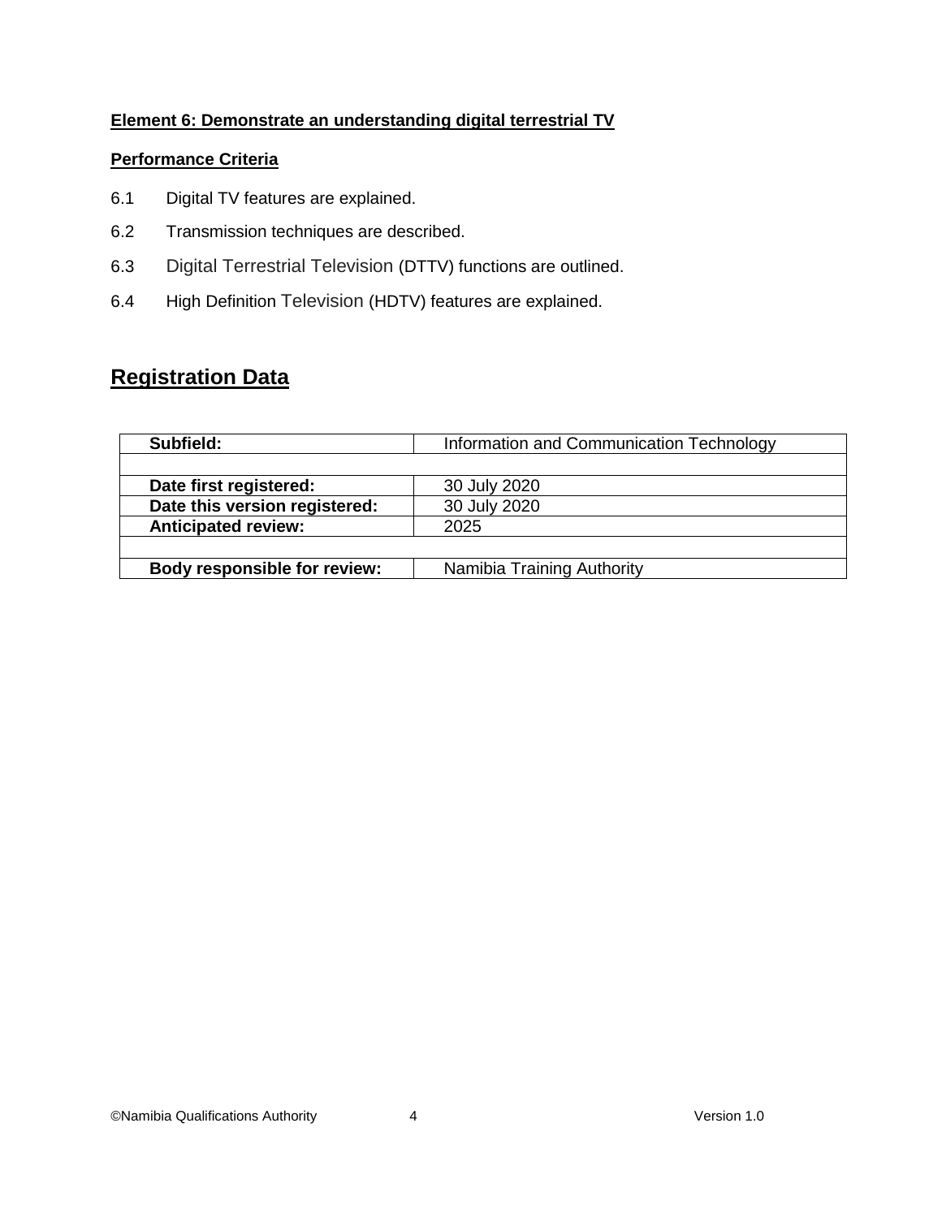**Element 6: Demonstrate an understanding digital terrestrial TV**

**Performance Criteria**

6.1 Digital TV features are explained.

6.2 Transmission techniques are described.

6.3 Digital Terrestrial Television (DTTV) functions are outlined.

6.4 High Definition Television (HDTV) features are explained.

## Registration Data

| | |
|---|---|
| **Subfield:** | Information and Communication Technology |
| | |
| **Date first registered:** | 30 July 2020 |
| **Date this version registered:** | 30 July 2020 |
| **Anticipated review:** | 2025 |
| | |
| **Body responsible for review:** | Namibia Training Authority |